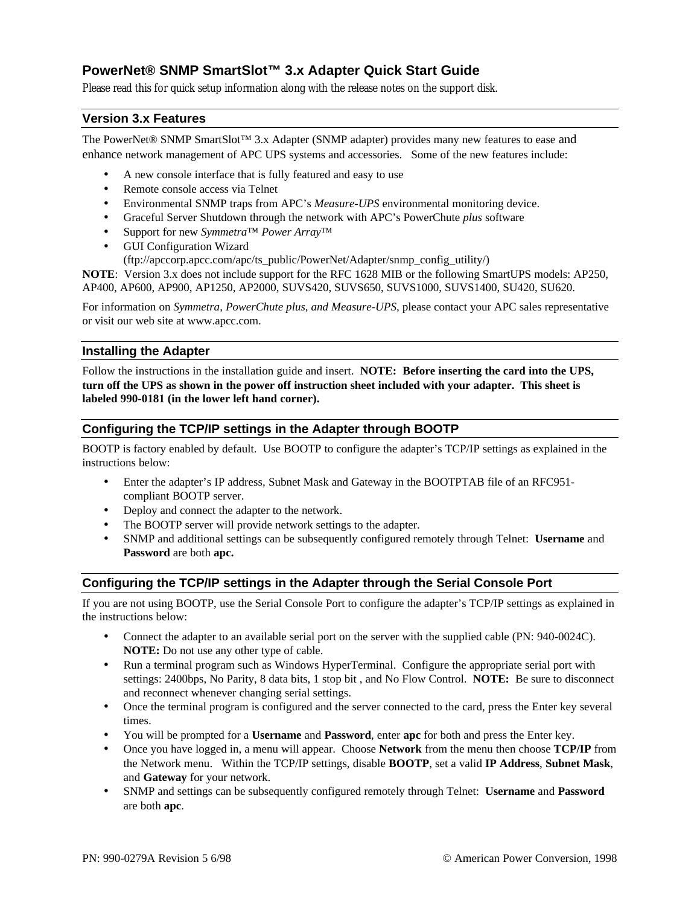# PowerNet® SNMP SmartSlot™ 3.x Adapter Quick Start Guide

*Please read this for quick setup information along with the release notes on the support disk.*

## Version 3.x Features

The PowerNet® SNMP SmartSlot™ 3.x Adapter (SNMP adapter) provides many new features to ease and enhance network management of APC UPS systems and accessories. Some of the new features include:

- A new console interface that is fully featured and easy to use
- Remote console access via Telnet
- Environmental SNMP traps from APC's *Measure-UPS* environmental monitoring device.
- Graceful Server Shutdown through the network with APC's PowerChute *plus* software
- Support for new *Symmetra™ Power Array™*
- GUI Configuration Wizard (ftp://apccorp.apcc.com/apc/ts_public/PowerNet/Adapter/snmp_config_utility/)

**NOTE**: Version 3.x does not include support for the RFC 1628 MIB or the following SmartUPS models: AP250, AP400, AP600, AP900, AP1250, AP2000, SUVS420, SUVS650, SUVS1000, SUVS1400, SU420, SU620.

For information on *Symmetra, PowerChute plus, and Measure-UPS,* please contact your APC sales representative or visit our web site at www.apcc.com.

## Installing the Adapter

Follow the instructions in the installation guide and insert. **NOTE: Before inserting the card into the UPS, turn off the UPS as shown in the power off instruction sheet included with your adapter. This sheet is labeled 990-0181 (in the lower left hand corner).**

## Configuring the TCP/IP settings in the Adapter through BOOTP

BOOTP is factory enabled by default. Use BOOTP to configure the adapter's TCP/IP settings as explained in the instructions below:

- Enter the adapter's IP address, Subnet Mask and Gateway in the BOOTPTAB file of an RFC951-compliant BOOTP server.
- Deploy and connect the adapter to the network.
- The BOOTP server will provide network settings to the adapter.
- SNMP and additional settings can be subsequently configured remotely through Telnet: **Username** and **Password** are both **apc.**

## Configuring the TCP/IP settings in the Adapter through the Serial Console Port

If you are not using BOOTP, use the Serial Console Port to configure the adapter's TCP/IP settings as explained in the instructions below:

- Connect the adapter to an available serial port on the server with the supplied cable (PN: 940-0024C). **NOTE:** Do not use any other type of cable.
- Run a terminal program such as Windows HyperTerminal. Configure the appropriate serial port with settings: 2400bps, No Parity, 8 data bits, 1 stop bit , and No Flow Control. **NOTE:** Be sure to disconnect and reconnect whenever changing serial settings.
- Once the terminal program is configured and the server connected to the card, press the Enter key several times.
- You will be prompted for a **Username** and **Password**, enter **apc** for both and press the Enter key.
- Once you have logged in, a menu will appear. Choose **Network** from the menu then choose **TCP/IP** from the Network menu. Within the TCP/IP settings, disable **BOOTP**, set a valid **IP Address**, **Subnet Mask**, and **Gateway** for your network.
- SNMP and settings can be subsequently configured remotely through Telnet: **Username** and **Password** are both **apc**.

PN: 990-0279A Revision 5 6/98 © American Power Conversion, 1998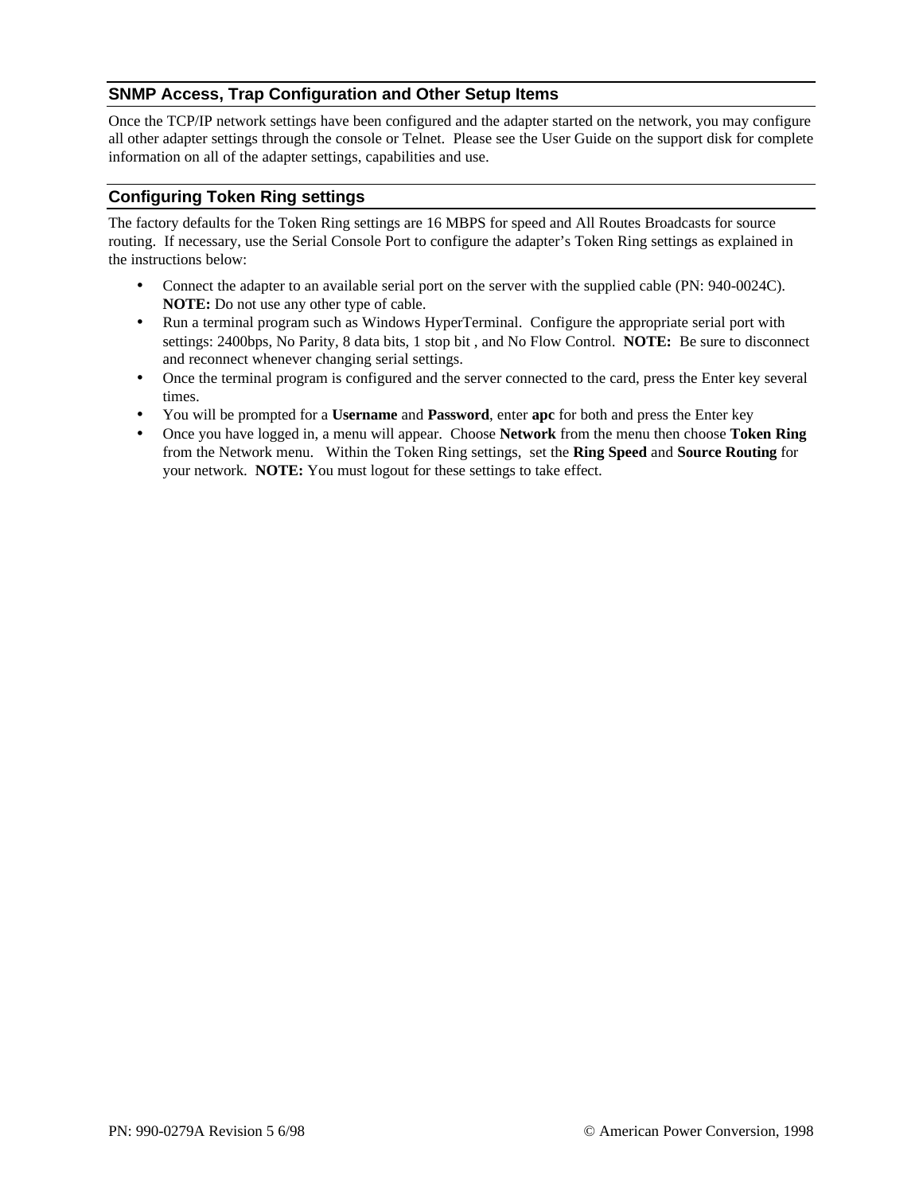## SNMP Access, Trap Configuration and Other Setup Items

Once the TCP/IP network settings have been configured and the adapter started on the network, you may configure all other adapter settings through the console or Telnet. Please see the User Guide on the support disk for complete information on all of the adapter settings, capabilities and use.

## Configuring Token Ring settings

The factory defaults for the Token Ring settings are 16 MBPS for speed and All Routes Broadcasts for source routing. If necessary, use the Serial Console Port to configure the adapter's Token Ring settings as explained in the instructions below:

- Connect the adapter to an available serial port on the server with the supplied cable (PN: 940-0024C). **NOTE:** Do not use any other type of cable.
- Run a terminal program such as Windows HyperTerminal. Configure the appropriate serial port with settings: 2400bps, No Parity, 8 data bits, 1 stop bit , and No Flow Control. **NOTE:** Be sure to disconnect and reconnect whenever changing serial settings.
- Once the terminal program is configured and the server connected to the card, press the Enter key several times.
- You will be prompted for a **Username** and **Password**, enter **apc** for both and press the Enter key
- Once you have logged in, a menu will appear. Choose **Network** from the menu then choose **Token Ring** from the Network menu. Within the Token Ring settings, set the **Ring Speed** and **Source Routing** for your network. **NOTE:** You must logout for these settings to take effect.

PN: 990-0279A Revision 5 6/98 © American Power Conversion, 1998